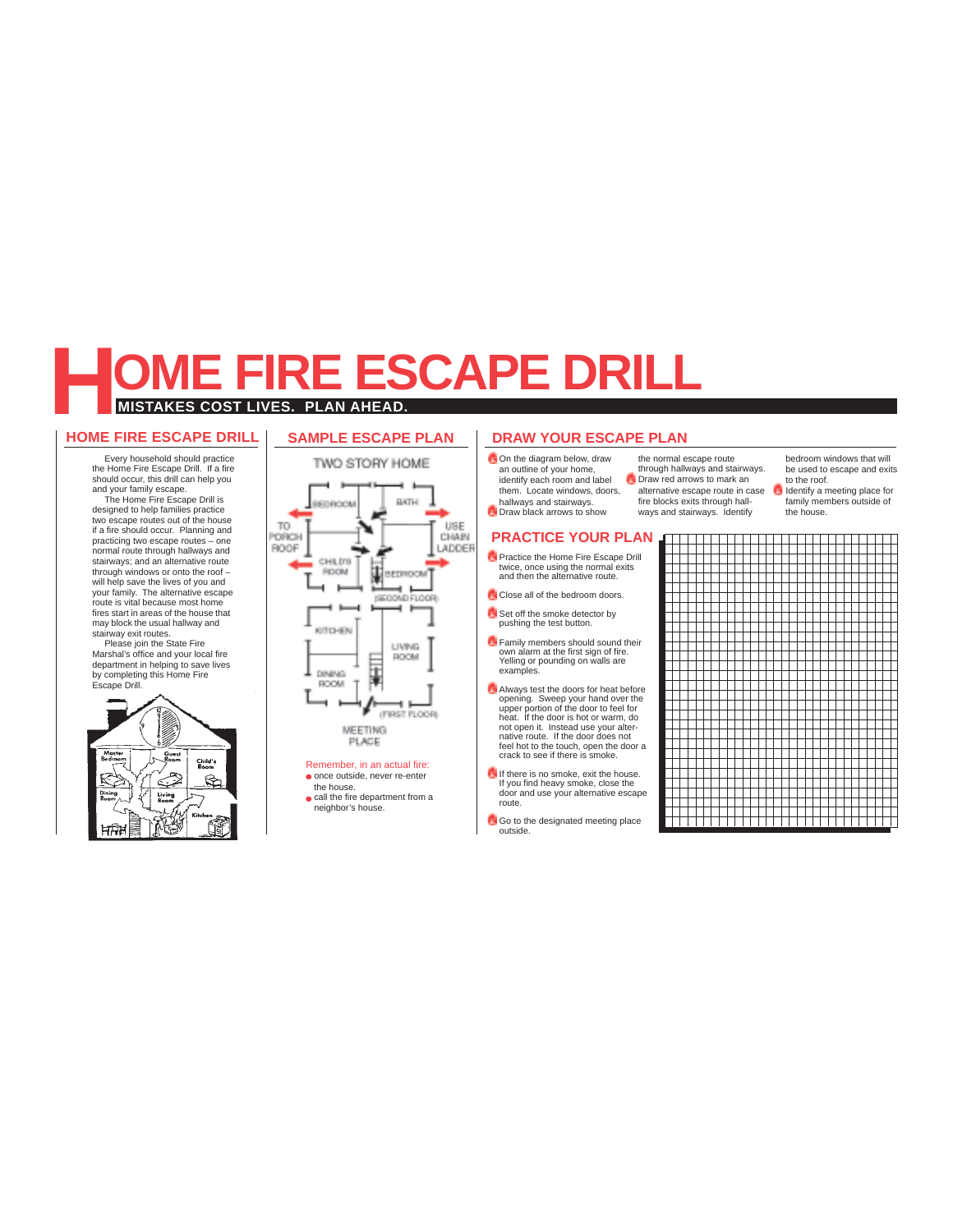# HOME FIRE ESCAPE DRILL

**MISTAKES COST LIVES. PLAN AHEAD.**

## HOME FIRE ESCAPE DRILL

Every household should practice the Home Fire Escape Drill. If a fire should occur, this drill can help you and your family escape.

The Home Fire Escape Drill is designed to help families practice two escape routes out of the house if a fire should occur. Planning and practicing two escape routes – one normal route through hallways and stairways; and an alternative route through windows or onto the roof – will help save the lives of you and your family. The alternative escape route is vital because most home fires start in areas of the house that may block the usual hallway and stairway exit routes.

Please join the State Fire Marshal's office and your local fire department in helping to save lives by completing this Home Fire Escape Drill.

## SAMPLE ESCAPE PLAN

TWO STORY HOME

BEDROOM, BATH, TO PORCH ROOF, USE CHAIN LADDER, CHILD'S ROOM, BEDROOM, (SECOND FLOOR), KITCHEN, LIVING ROOM, DINING ROOM, (FIRST FLOOR), MEETING PLACE

Remember, in an actual fire:

- once outside, never re-enter the house.
- call the fire department from a neighbor's house.

## DRAW YOUR ESCAPE PLAN

- On the diagram below, draw an outline of your home, identify each room and label them. Locate windows, doors, hallways and stairways.
- Draw black arrows to show the normal escape route through hallways and stairways.
- Draw red arrows to mark an alternative escape route in case fire blocks exits through hallways and stairways. Identify bedroom windows that will be used to escape and exits to the roof.
- Identify a meeting place for family members outside of the house.

## PRACTICE YOUR PLAN

- Practice the Home Fire Escape Drill twice, once using the normal exits and then the alternative route.
- Close all of the bedroom doors.
- Set off the smoke detector by pushing the test button.
- Family members should sound their own alarm at the first sign of fire. Yelling or pounding on walls are examples.
- Always test the doors for heat before opening. Sweep your hand over the upper portion of the door to feel for heat. If the door is hot or warm, do not open it. Instead use your alternative route. If the door does not feel hot to the touch, open the door a crack to see if there is smoke.
- If there is no smoke, exit the house. If you find heavy smoke, close the door and use your alternative escape route.
- Go to the designated meeting place outside.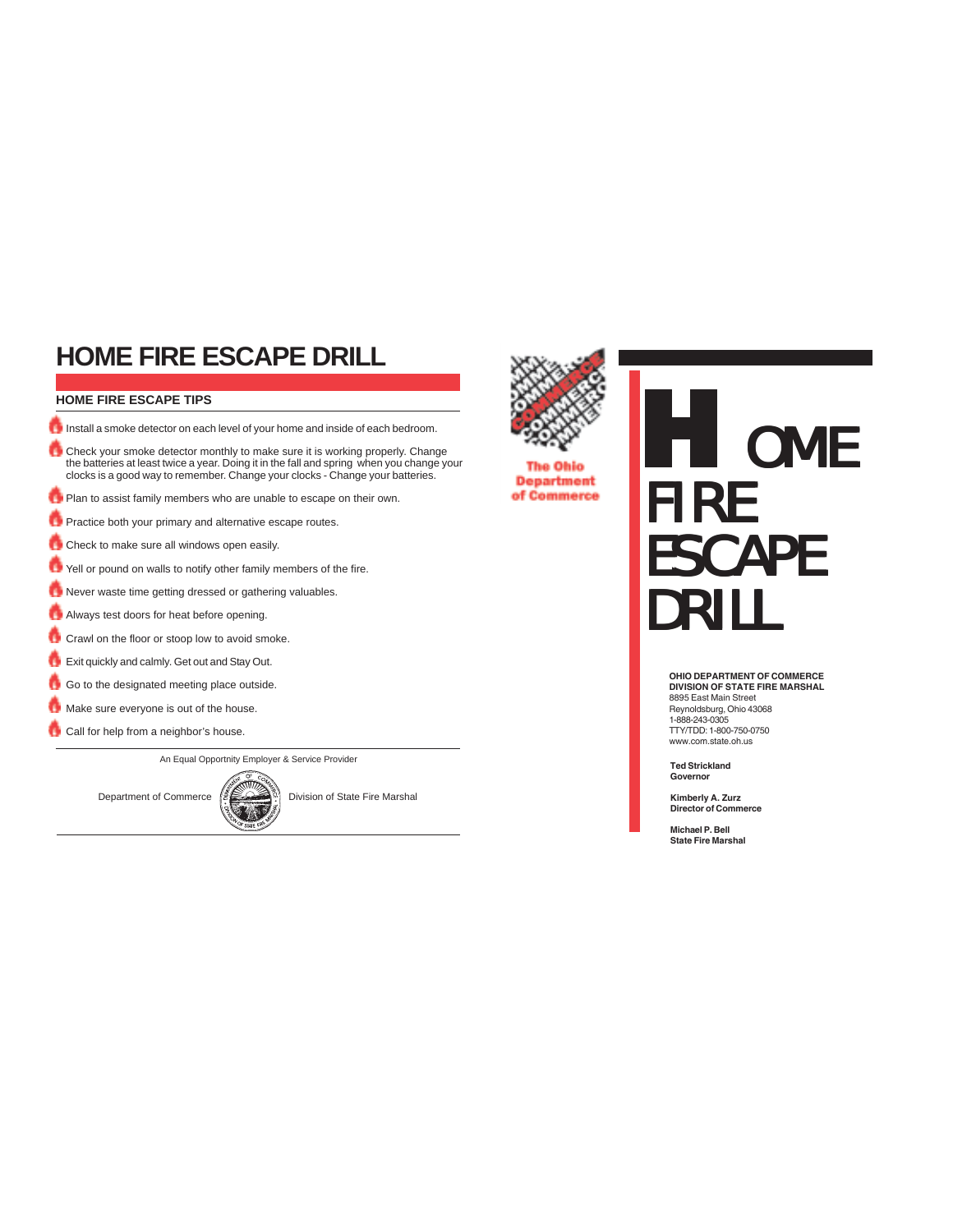# HOME FIRE ESCAPE DRILL

## HOME FIRE ESCAPE TIPS

- Install a smoke detector on each level of your home and inside of each bedroom.
- Check your smoke detector monthly to make sure it is working properly. Change the batteries at least twice a year. Doing it in the fall and spring when you change your clocks is a good way to remember. Change your clocks - Change your batteries.
- Plan to assist family members who are unable to escape on their own.
- Practice both your primary and alternative escape routes.
- Check to make sure all windows open easily.
- Yell or pound on walls to notify other family members of the fire.
- Never waste time getting dressed or gathering valuables.
- Always test doors for heat before opening.
- Crawl on the floor or stoop low to avoid smoke.
- Exit quickly and calmly. Get out and Stay Out.
- Go to the designated meeting place outside.
- Make sure everyone is out of the house.
- Call for help from a neighbor's house.

An Equal Opportnity Employer & Service Provider

Department of Commerce — Division of State Fire Marshal

The Ohio Department of Commerce

# HOME FIRE ESCAPE DRILL

**OHIO DEPARTMENT OF COMMERCE**
**DIVISION OF STATE FIRE MARSHAL**
8895 East Main Street
Reynoldsburg, Ohio 43068
1-888-243-0305
TTY/TDD: 1-800-750-0750
www.com.state.oh.us

**Ted Strickland**
**Governor**

**Kimberly A. Zurz**
**Director of Commerce**

**Michael P. Bell**
**State Fire Marshal**